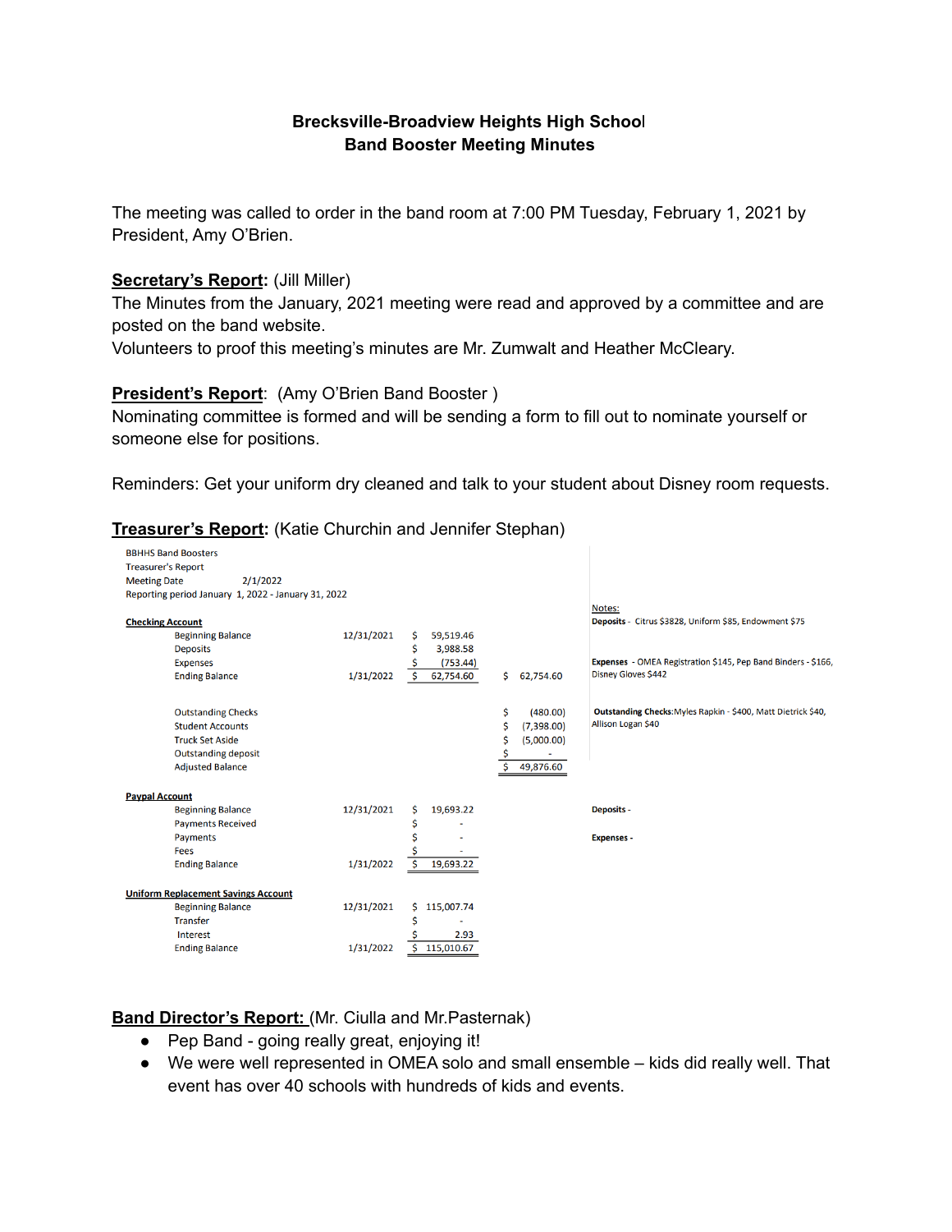# Brecksville-Broadview Heights High School
## Band Booster Meeting Minutes

The meeting was called to order in the band room at 7:00 PM Tuesday, February 1, 2021 by President, Amy O'Brien.

**Secretary's Report:** (Jill Miller)
The Minutes from the January, 2021 meeting were read and approved by a committee and are posted on the band website.
Volunteers to proof this meeting's minutes are Mr. Zumwalt and Heather McCleary.

**President's Report**: (Amy O'Brien Band Booster )
Nominating committee is formed and will be sending a form to fill out to nominate yourself or someone else for positions.

Reminders: Get your uniform dry cleaned and talk to your student about Disney room requests.

**Treasurer's Report:** (Katie Churchin and Jennifer Stephan)

BBHHS Band Boosters
Treasurer's Report
Meeting Date 2/1/2022
Reporting period January 1, 2022 - January 31, 2022

| | | | | | Notes: |
|---|---|---|---|---|---|
| **Checking Account** | | | | | |
| | Beginning Balance | 12/31/2021 | $ 59,519.46 | | **Deposits** - Citrus $3828, Uniform $85, Endowment $75 |
| | Deposits | | $ 3,988.58 | | |
| | Expenses | | $ (753.44) | | **Expenses** - OMEA Registration $145, Pep Band Binders - $166, Disney Gloves $442 |
| | Ending Balance | 1/31/2022 | $ 62,754.60 | $ 62,754.60 | |
| | Outstanding Checks | | | $ (480.00) | **Outstanding Checks:** Myles Rapkin - $400, Matt Dietrick $40, Allison Logan $40 |
| | Student Accounts | | | $ (7,398.00) | |
| | Truck Set Aside | | | $ (5,000.00) | |
| | Outstanding deposit | | | $ - | |
| | Adjusted Balance | | | $ 49,876.60 | |
| **Paypal Account** | | | | | |
| | Beginning Balance | 12/31/2021 | $ 19,693.22 | | **Deposits** - |
| | Payments Received | | $ - | | |
| | Payments | | $ - | | **Expenses** - |
| | Fees | | $ - | | |
| | Ending Balance | 1/31/2022 | $ 19,693.22 | | |
| **Uniform Replacement Savings Account** | | | | | |
| | Beginning Balance | 12/31/2021 | $ 115,007.74 | | |
| | Transfer | | $ - | | |
| | Interest | | $ 2.93 | | |
| | Ending Balance | 1/31/2022 | $ 115,010.67 | | |

**Band Director's Report:** (Mr. Ciulla and Mr.Pasternak)

- Pep Band - going really great, enjoying it!
- We were well represented in OMEA solo and small ensemble – kids did really well. That event has over 40 schools with hundreds of kids and events.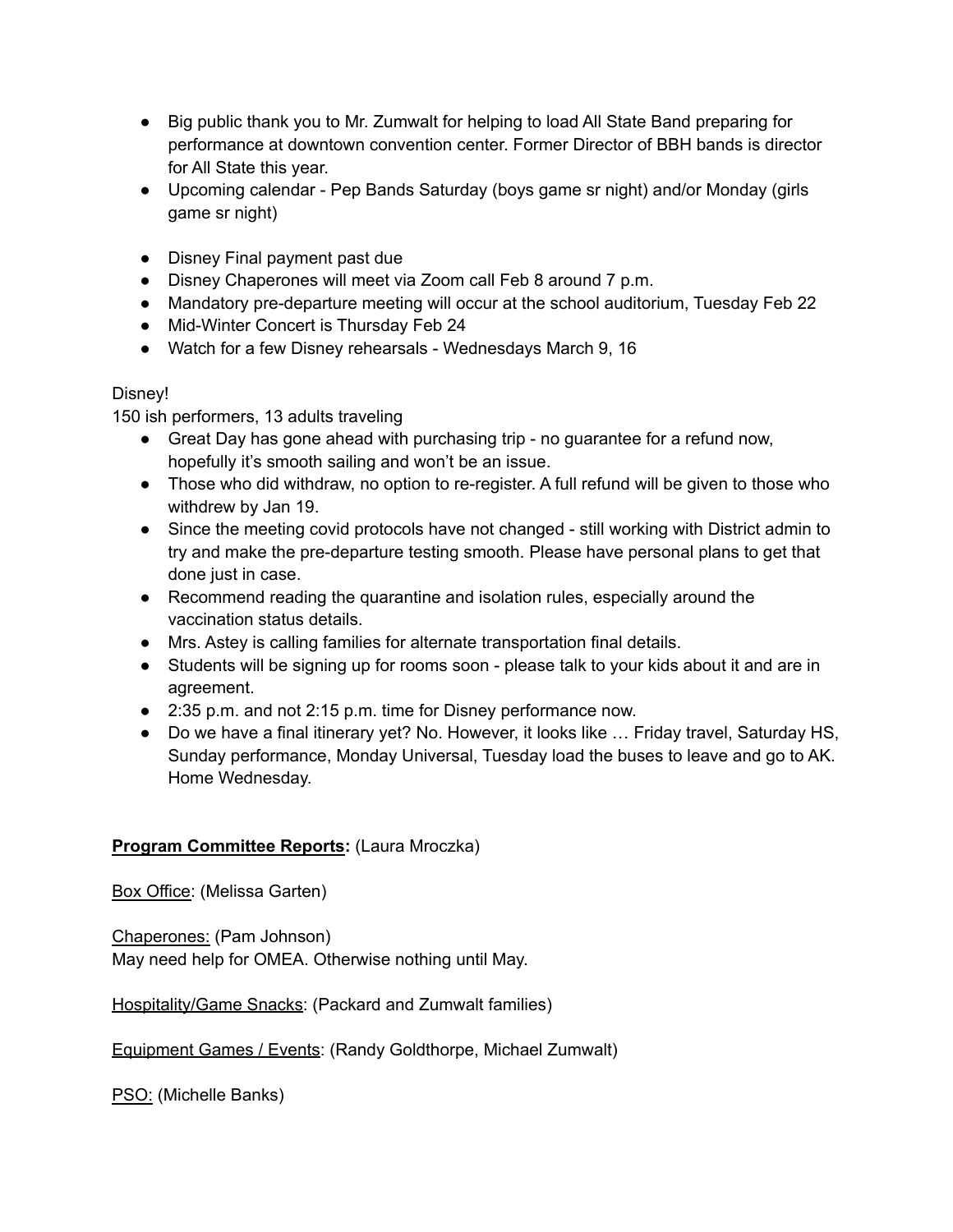- Big public thank you to Mr. Zumwalt for helping to load All State Band preparing for performance at downtown convention center. Former Director of BBH bands is director for All State this year.
- Upcoming calendar - Pep Bands Saturday (boys game sr night) and/or Monday (girls game sr night)

- Disney Final payment past due
- Disney Chaperones will meet via Zoom call Feb 8 around 7 p.m.
- Mandatory pre-departure meeting will occur at the school auditorium, Tuesday Feb 22
- Mid-Winter Concert is Thursday Feb 24
- Watch for a few Disney rehearsals - Wednesdays March 9, 16

Disney!
150 ish performers, 13 adults traveling

- Great Day has gone ahead with purchasing trip - no guarantee for a refund now, hopefully it's smooth sailing and won't be an issue.
- Those who did withdraw, no option to re-register. A full refund will be given to those who withdrew by Jan 19.
- Since the meeting covid protocols have not changed - still working with District admin to try and make the pre-departure testing smooth. Please have personal plans to get that done just in case.
- Recommend reading the quarantine and isolation rules, especially around the vaccination status details.
- Mrs. Astey is calling families for alternate transportation final details.
- Students will be signing up for rooms soon - please talk to your kids about it and are in agreement.
- 2:35 p.m. and not 2:15 p.m. time for Disney performance now.
- Do we have a final itinerary yet? No. However, it looks like … Friday travel, Saturday HS, Sunday performance, Monday Universal, Tuesday load the buses to leave and go to AK. Home Wednesday.

**Program Committee Reports:** (Laura Mroczka)

Box Office: (Melissa Garten)

Chaperones: (Pam Johnson)
May need help for OMEA. Otherwise nothing until May.

Hospitality/Game Snacks: (Packard and Zumwalt families)

Equipment Games / Events: (Randy Goldthorpe, Michael Zumwalt)

PSO: (Michelle Banks)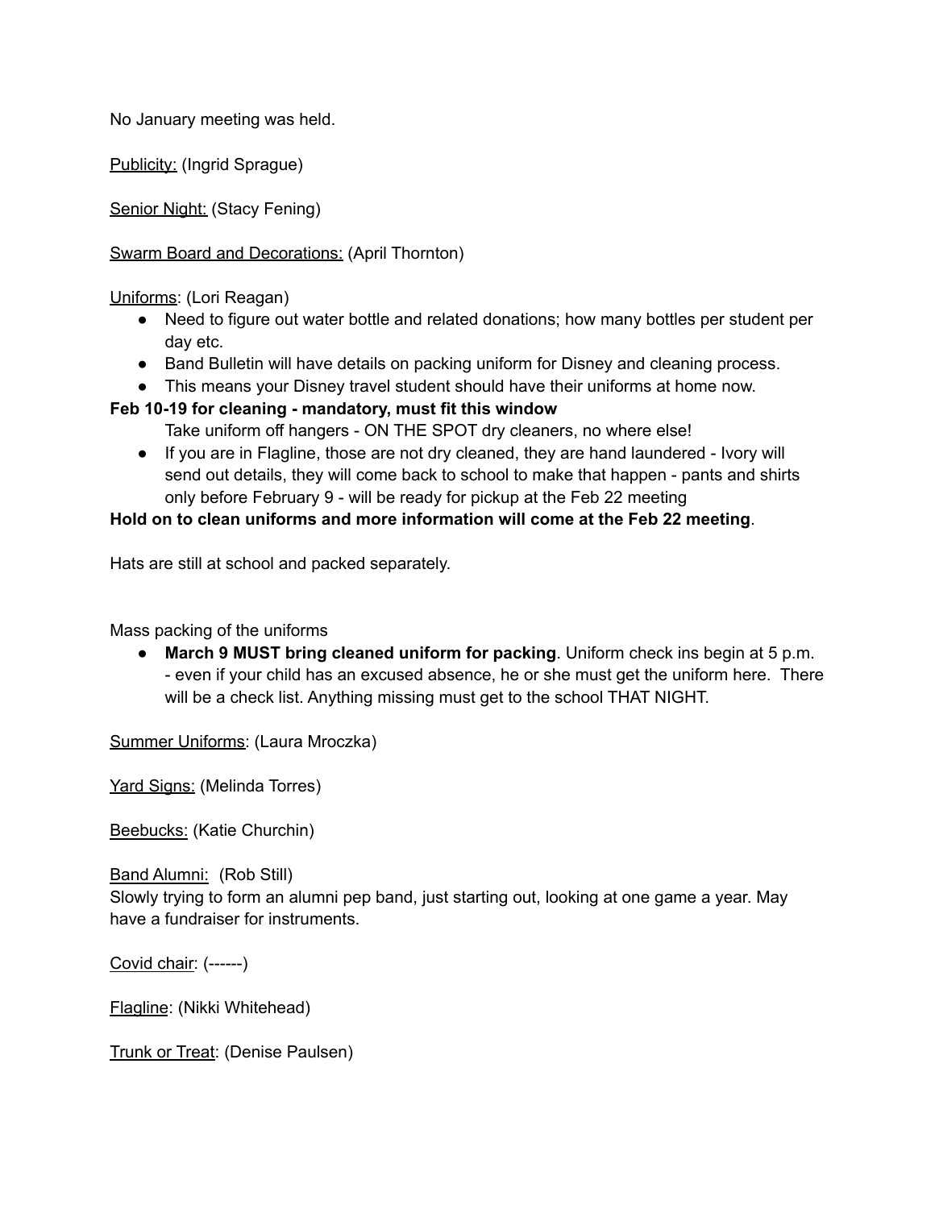No January meeting was held.

Publicity: (Ingrid Sprague)

Senior Night: (Stacy Fening)

Swarm Board and Decorations: (April Thornton)

Uniforms: (Lori Reagan)

- Need to figure out water bottle and related donations; how many bottles per student per day etc.
- Band Bulletin will have details on packing uniform for Disney and cleaning process.
- This means your Disney travel student should have their uniforms at home now.

**Feb 10-19 for cleaning - mandatory, must fit this window**

Take uniform off hangers - ON THE SPOT dry cleaners, no where else!

- If you are in Flagline, those are not dry cleaned, they are hand laundered - Ivory will send out details, they will come back to school to make that happen - pants and shirts only before February 9 - will be ready for pickup at the Feb 22 meeting

**Hold on to clean uniforms and more information will come at the Feb 22 meeting**.

Hats are still at school and packed separately.

Mass packing of the uniforms

- **March 9 MUST bring cleaned uniform for packing**. Uniform check ins begin at 5 p.m. - even if your child has an excused absence, he or she must get the uniform here. There will be a check list. Anything missing must get to the school THAT NIGHT.

Summer Uniforms: (Laura Mroczka)

Yard Signs: (Melinda Torres)

Beebucks: (Katie Churchin)

Band Alumni: (Rob Still)
Slowly trying to form an alumni pep band, just starting out, looking at one game a year. May have a fundraiser for instruments.

Covid chair: (------)

Flagline: (Nikki Whitehead)

Trunk or Treat: (Denise Paulsen)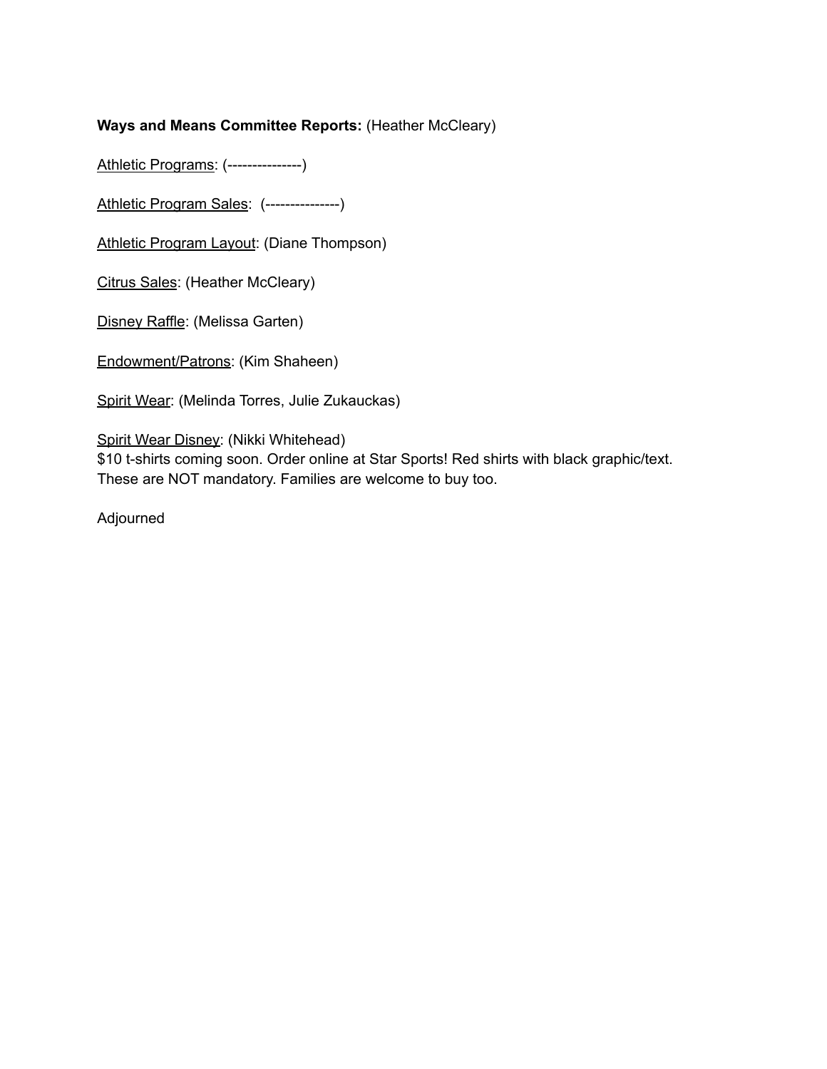**Ways and Means Committee Reports:** (Heather McCleary)

<u>Athletic Programs</u>: (---------------)

<u>Athletic Program Sales</u>:  (---------------)

<u>Athletic Program Layout</u>: (Diane Thompson)

<u>Citrus Sales</u>: (Heather McCleary)

<u>Disney Raffle</u>: (Melissa Garten)

<u>Endowment/Patrons</u>: (Kim Shaheen)

<u>Spirit Wear</u>: (Melinda Torres, Julie Zukauckas)

<u>Spirit Wear Disney</u>: (Nikki Whitehead)
$10 t-shirts coming soon. Order online at Star Sports! Red shirts with black graphic/text. These are NOT mandatory. Families are welcome to buy too.

Adjourned